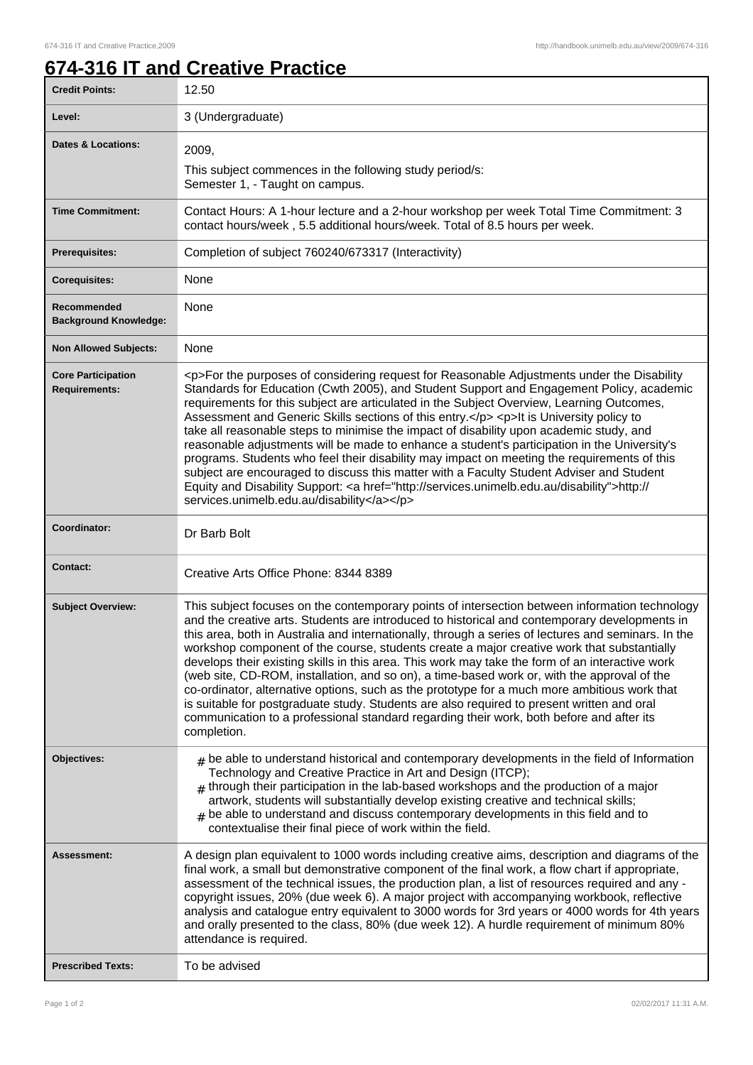# 674-316 IT and Creative Practice

| | |
|---|---|
| **Credit Points:** | 12.50 |
| **Level:** | 3 (Undergraduate) |
| **Dates & Locations:** | 2009,<br>This subject commences in the following study period/s:<br>Semester 1, - Taught on campus. |
| **Time Commitment:** | Contact Hours: A 1-hour lecture and a 2-hour workshop per week Total Time Commitment: 3 contact hours/week , 5.5 additional hours/week. Total of 8.5 hours per week. |
| **Prerequisites:** | Completion of subject 760240/673317 (Interactivity) |
| **Corequisites:** | None |
| **Recommended Background Knowledge:** | None |
| **Non Allowed Subjects:** | None |
| **Core Participation Requirements:** | <p>For the purposes of considering request for Reasonable Adjustments under the Disability Standards for Education (Cwth 2005), and Student Support and Engagement Policy, academic requirements for this subject are articulated in the Subject Overview, Learning Outcomes, Assessment and Generic Skills sections of this entry.</p> <p>It is University policy to take all reasonable steps to minimise the impact of disability upon academic study, and reasonable adjustments will be made to enhance a student's participation in the University's programs. Students who feel their disability may impact on meeting the requirements of this subject are encouraged to discuss this matter with a Faculty Student Adviser and Student Equity and Disability Support: <a href="http://services.unimelb.edu.au/disability">http://services.unimelb.edu.au/disability</a></p> |
| **Coordinator:** | Dr Barb Bolt |
| **Contact:** | Creative Arts Office Phone: 8344 8389 |
| **Subject Overview:** | This subject focuses on the contemporary points of intersection between information technology and the creative arts. Students are introduced to historical and contemporary developments in this area, both in Australia and internationally, through a series of lectures and seminars. In the workshop component of the course, students create a major creative work that substantially develops their existing skills in this area. This work may take the form of an interactive work (web site, CD-ROM, installation, and so on), a time-based work or, with the approval of the co-ordinator, alternative options, such as the prototype for a much more ambitious work that is suitable for postgraduate study. Students are also required to present written and oral communication to a professional standard regarding their work, both before and after its completion. |
| **Objectives:** | # be able to understand historical and contemporary developments in the field of Information Technology and Creative Practice in Art and Design (ITCP);<br># through their participation in the lab-based workshops and the production of a major artwork, students will substantially develop existing creative and technical skills;<br># be able to understand and discuss contemporary developments in this field and to contextualise their final piece of work within the field. |
| **Assessment:** | A design plan equivalent to 1000 words including creative aims, description and diagrams of the final work, a small but demonstrative component of the final work, a flow chart if appropriate, assessment of the technical issues, the production plan, a list of resources required and any - copyright issues, 20% (due week 6). A major project with accompanying workbook, reflective analysis and catalogue entry equivalent to 3000 words for 3rd years or 4000 words for 4th years and orally presented to the class, 80% (due week 12). A hurdle requirement of minimum 80% attendance is required. |
| **Prescribed Texts:** | To be advised |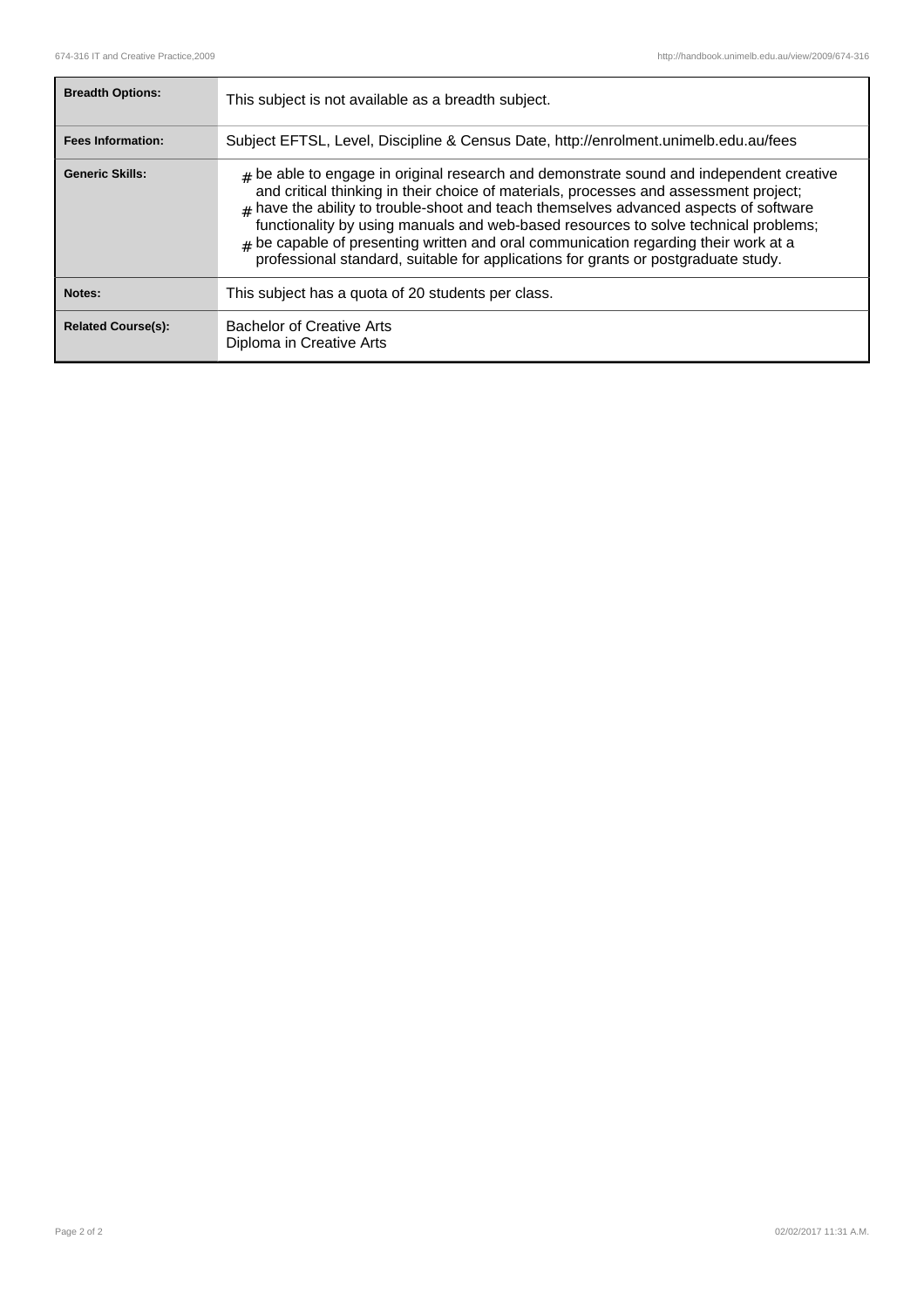| | |
|---|---|
| **Breadth Options:** | This subject is not available as a breadth subject. |
| **Fees Information:** | Subject EFTSL, Level, Discipline & Census Date, http://enrolment.unimelb.edu.au/fees |
| **Generic Skills:** | # be able to engage in original research and demonstrate sound and independent creative and critical thinking in their choice of materials, processes and assessment project;<br># have the ability to trouble-shoot and teach themselves advanced aspects of software functionality by using manuals and web-based resources to solve technical problems;<br># be capable of presenting written and oral communication regarding their work at a professional standard, suitable for applications for grants or postgraduate study. |
| **Notes:** | This subject has a quota of 20 students per class. |
| **Related Course(s):** | Bachelor of Creative Arts<br>Diploma in Creative Arts |